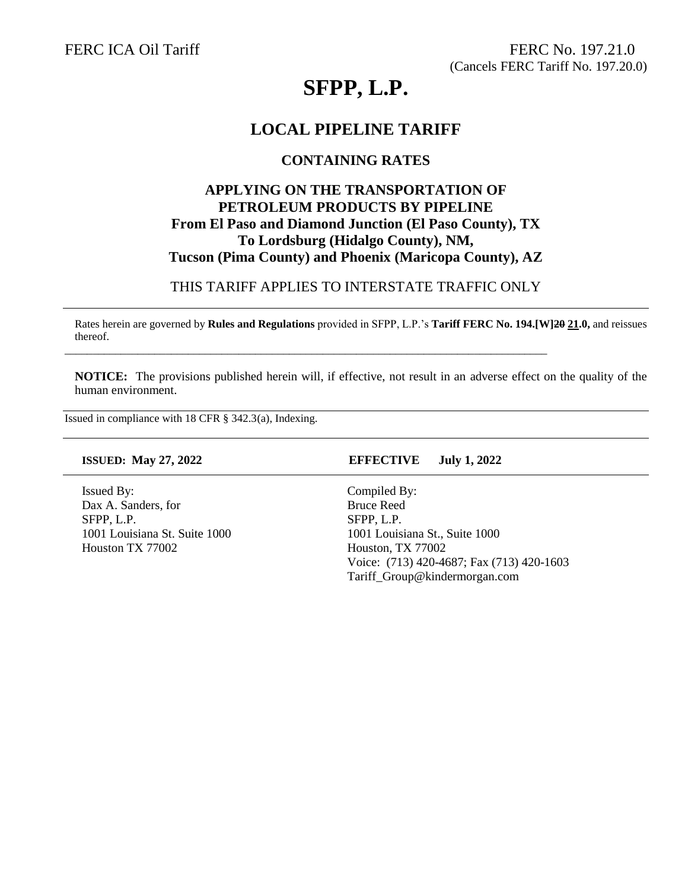FERC ICA Oil Tariff

FERC No. 197.21.0
(Cancels FERC Tariff No. 197.20.0)

# SFPP, L.P.

## LOCAL PIPELINE TARIFF

### CONTAINING RATES

### APPLYING ON THE TRANSPORTATION OF PETROLEUM PRODUCTS BY PIPELINE From El Paso and Diamond Junction (El Paso County), TX To Lordsburg (Hidalgo County), NM, Tucson (Pima County) and Phoenix (Maricopa County), AZ

THIS TARIFF APPLIES TO INTERSTATE TRAFFIC ONLY

---

Rates herein are governed by **Rules and Regulations** provided in SFPP, L.P.'s **Tariff FERC No. 194.[W]~~20~~ 21.0,** and reissues thereof.

---

**NOTICE:** The provisions published herein will, if effective, not result in an adverse effect on the quality of the human environment.

---

Issued in compliance with 18 CFR § 342.3(a), Indexing.

---

**ISSUED: May 27, 2022**

**EFFECTIVE July 1, 2022**

---

Issued By:
Dax A. Sanders, for
SFPP, L.P.
1001 Louisiana St. Suite 1000
Houston TX 77002

Compiled By:
Bruce Reed
SFPP, L.P.
1001 Louisiana St., Suite 1000
Houston, TX 77002
Voice: (713) 420-4687; Fax (713) 420-1603
Tariff_Group@kindermorgan.com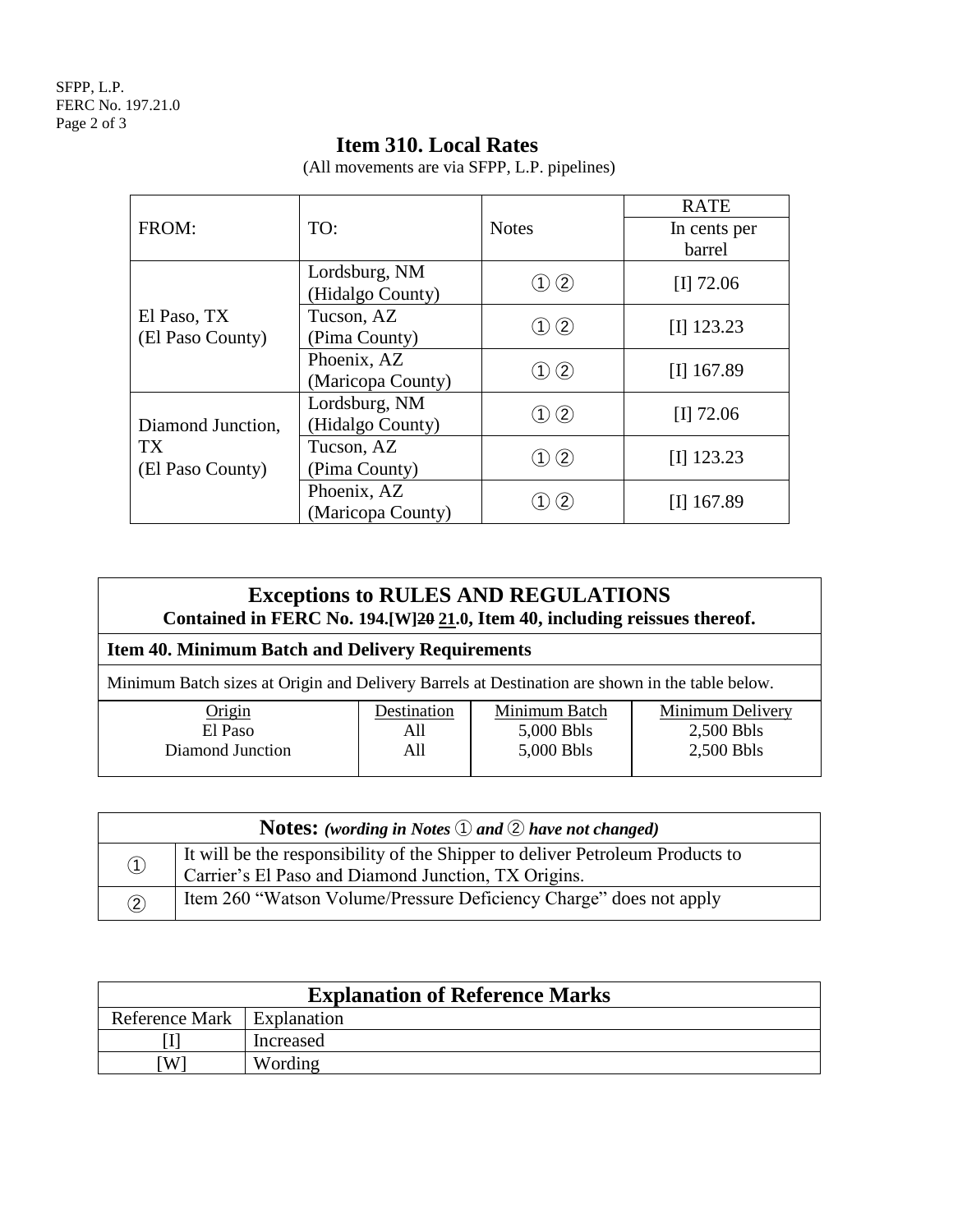## Item 310. Local Rates

(All movements are via SFPP, L.P. pipelines)

| FROM: | TO: | Notes | RATE In cents per barrel |
|---|---|---|---|
| El Paso, TX (El Paso County) | Lordsburg, NM (Hidalgo County) | ① ② | [I] 72.06 |
| | Tucson, AZ (Pima County) | ① ② | [I] 123.23 |
| | Phoenix, AZ (Maricopa County) | ① ② | [I] 167.89 |
| Diamond Junction, TX (El Paso County) | Lordsburg, NM (Hidalgo County) | ① ② | [I] 72.06 |
| | Tucson, AZ (Pima County) | ① ② | [I] 123.23 |
| | Phoenix, AZ (Maricopa County) | ① ② | [I] 167.89 |

## Exceptions to RULES AND REGULATIONS

**Contained in FERC No. 194.[W]~~20~~ 21.0, Item 40, including reissues thereof.**

**Item 40. Minimum Batch and Delivery Requirements**

Minimum Batch sizes at Origin and Delivery Barrels at Destination are shown in the table below.

| Origin | Destination | Minimum Batch | Minimum Delivery |
|---|---|---|---|
| El Paso | All | 5,000 Bbls | 2,500 Bbls |
| Diamond Junction | All | 5,000 Bbls | 2,500 Bbls |

**Notes:** ***(wording in Notes ① and ② have not changed)***

| | |
|---|---|
| ① | It will be the responsibility of the Shipper to deliver Petroleum Products to Carrier's El Paso and Diamond Junction, TX Origins. |
| ② | Item 260 "Watson Volume/Pressure Deficiency Charge" does not apply |

**Explanation of Reference Marks**

| Reference Mark | Explanation |
|---|---|
| [I] | Increased |
| [W] | Wording |